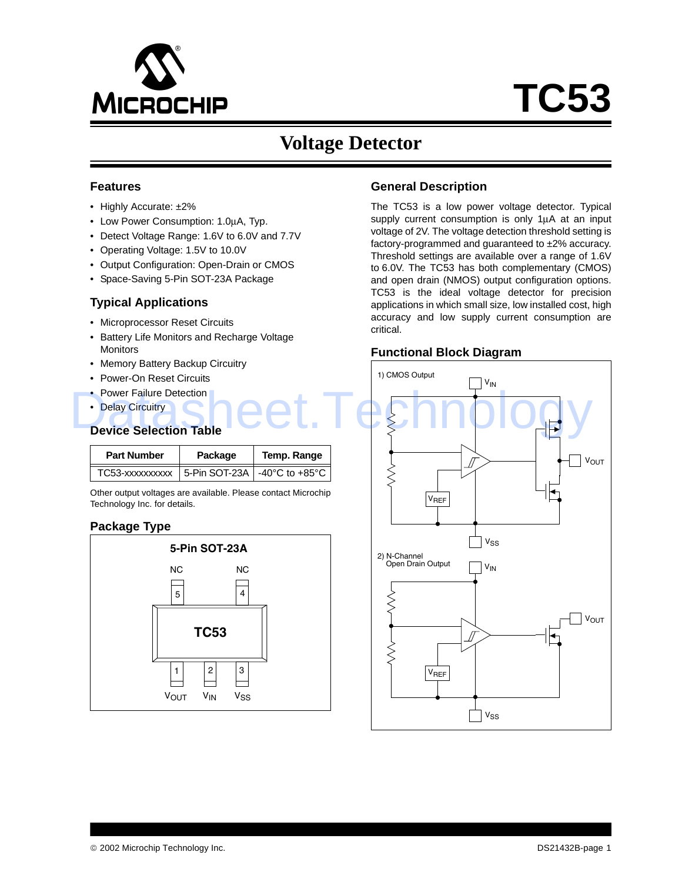# TC53

## Voltage Detector

### Features

- Highly Accurate: ±2%
- Low Power Consumption: 1.0µA, Typ.
- Detect Voltage Range: 1.6V to 6.0V and 7.7V
- Operating Voltage: 1.5V to 10.0V
- Output Configuration: Open-Drain or CMOS
- Space-Saving 5-Pin SOT-23A Package

### Typical Applications

- Microprocessor Reset Circuits
- Battery Life Monitors and Recharge Voltage Monitors
- Memory Battery Backup Circuitry
- Power-On Reset Circuits
- Power Failure Detection
- Delay Circuitry

### Device Selection Table

| Part Number | Package | Temp. Range |
|---|---|---|
| TC53-xxxxxxxxxx | 5-Pin SOT-23A | -40°C to +85°C |

Other output voltages are available. Please contact Microchip Technology Inc. for details.

### Package Type

5-Pin SOT-23A

| Pin | Name |
|---|---|
| 1 | $V_{OUT}$ |
| 2 | $V_{IN}$ |
| 3 | $V_{SS}$ |
| 4 | NC |
| 5 | NC |

### General Description

The TC53 is a low power voltage detector. Typical supply current consumption is only 1µA at an input voltage of 2V. The voltage detection threshold setting is factory-programmed and guaranteed to ±2% accuracy. Threshold settings are available over a range of 1.6V to 6.0V. The TC53 has both complementary (CMOS) and open drain (NMOS) output configuration options. TC53 is the ideal voltage detector for precision applications in which small size, low installed cost, high accuracy and low supply current consumption are critical.

### Functional Block Diagram

1) CMOS Output

2) N-Channel Open Drain Output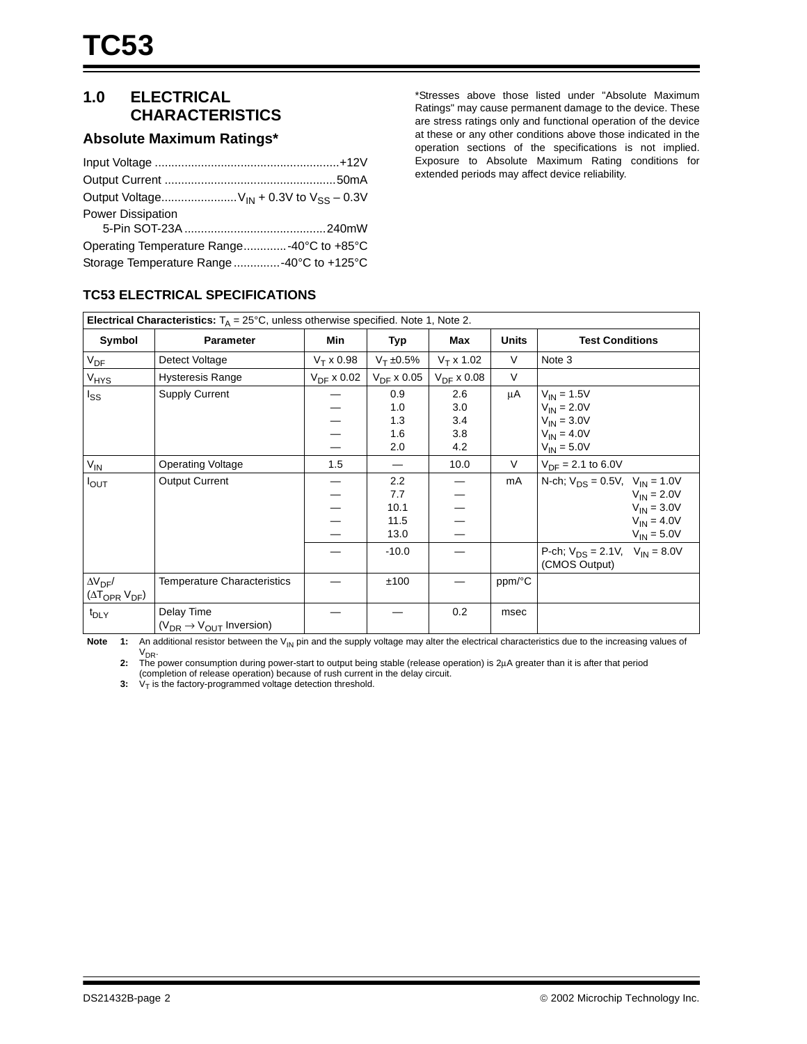## 1.0 ELECTRICAL CHARACTERISTICS

### Absolute Maximum Ratings*

Input Voltage .......................................................+12V

Output Current ...................................................50mA

Output Voltage.......................$V_{IN}$ + 0.3V to $V_{SS}$ – 0.3V

Power Dissipation

5-Pin SOT-23A ...........................................240mW

Operating Temperature Range.............-40°C to +85°C

Storage Temperature Range ..............-40°C to +125°C

*Stresses above those listed under "Absolute Maximum Ratings" may cause permanent damage to the device. These are stress ratings only and functional operation of the device at these or any other conditions above those indicated in the operation sections of the specifications is not implied. Exposure to Absolute Maximum Rating conditions for extended periods may affect device reliability.

### TC53 ELECTRICAL SPECIFICATIONS

| **Electrical Characteristics:** $T_A$ = 25°C, unless otherwise specified. Note 1, Note 2. | | | | | | |
|---|---|---|---|---|---|---|
| **Symbol** | **Parameter** | **Min** | **Typ** | **Max** | **Units** | **Test Conditions** |
| $V_{DF}$ | Detect Voltage | $V_T$ x 0.98 | $V_T$ ±0.5% | $V_T$ x 1.02 | V | Note 3 |
| $V_{HYS}$ | Hysteresis Range | $V_{DF}$ x 0.02 | $V_{DF}$ x 0.05 | $V_{DF}$ x 0.08 | V | |
| $I_{SS}$ | Supply Current | —<br>—<br>—<br>—<br>— | 0.9<br>1.0<br>1.3<br>1.6<br>2.0 | 2.6<br>3.0<br>3.4<br>3.8<br>4.2 | µA | $V_{IN}$ = 1.5V<br>$V_{IN}$ = 2.0V<br>$V_{IN}$ = 3.0V<br>$V_{IN}$ = 4.0V<br>$V_{IN}$ = 5.0V |
| $V_{IN}$ | Operating Voltage | 1.5 | — | 10.0 | V | $V_{DF}$ = 2.1 to 6.0V |
| $I_{OUT}$ | Output Current | —<br>—<br>—<br>—<br>— | 2.2<br>7.7<br>10.1<br>11.5<br>13.0 | —<br>—<br>—<br>—<br>— | mA | N-ch; $V_{DS}$ = 0.5V, $V_{IN}$ = 1.0V<br>$V_{IN}$ = 2.0V<br>$V_{IN}$ = 3.0V<br>$V_{IN}$ = 4.0V<br>$V_{IN}$ = 5.0V |
| | | — | -10.0 | — | | P-ch; $V_{DS}$ = 2.1V, $V_{IN}$ = 8.0V (CMOS Output) |
| $\Delta V_{DF}/(\Delta T_{OPR}\ V_{DF})$ | Temperature Characteristics | — | ±100 | — | ppm/°C | |
| $t_{DLY}$ | Delay Time ($V_{DR} \rightarrow V_{OUT}$ Inversion) | — | — | 0.2 | msec | |

**Note 1:** An additional resistor between the $V_{IN}$ pin and the supply voltage may alter the electrical characteristics due to the increasing values of $V_{DR}$.

**2:** The power consumption during power-start to output being stable (release operation) is 2µA greater than it is after that period (completion of release operation) because of rush current in the delay circuit.

**3:** $V_T$ is the factory-programmed voltage detection threshold.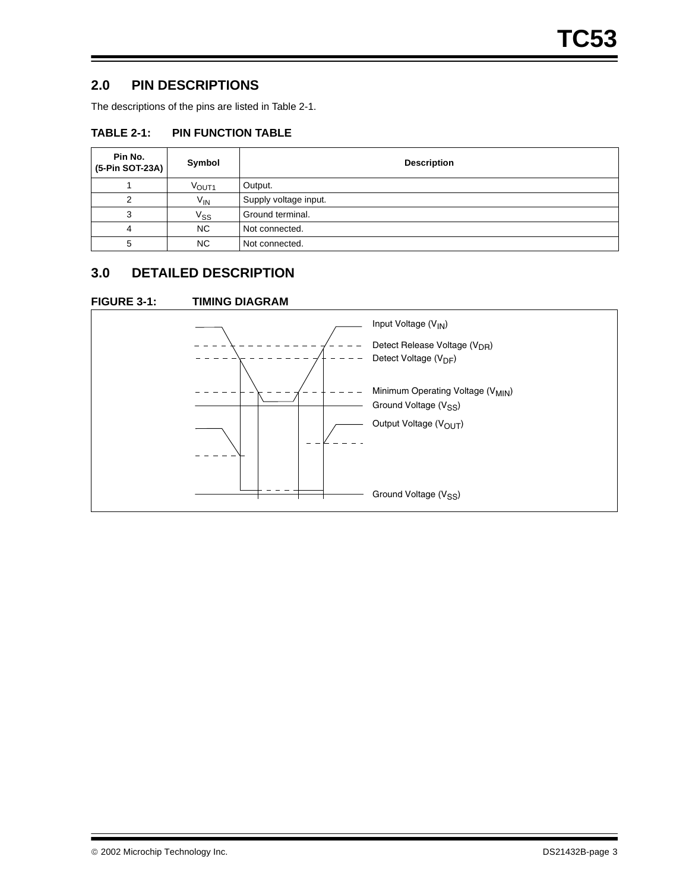## 2.0 PIN DESCRIPTIONS

The descriptions of the pins are listed in Table 2-1.

### TABLE 2-1: PIN FUNCTION TABLE

| Pin No. (5-Pin SOT-23A) | Symbol | Description |
|---|---|---|
| 1 | $V_{OUT1}$ | Output. |
| 2 | $V_{IN}$ | Supply voltage input. |
| 3 | $V_{SS}$ | Ground terminal. |
| 4 | NC | Not connected. |
| 5 | NC | Not connected. |

## 3.0 DETAILED DESCRIPTION

### FIGURE 3-1: TIMING DIAGRAM

Input Voltage ($V_{IN}$)

Detect Release Voltage ($V_{DR}$)

Detect Voltage ($V_{DF}$)

Minimum Operating Voltage ($V_{MIN}$)

Ground Voltage ($V_{SS}$)

Output Voltage ($V_{OUT}$)

Ground Voltage ($V_{SS}$)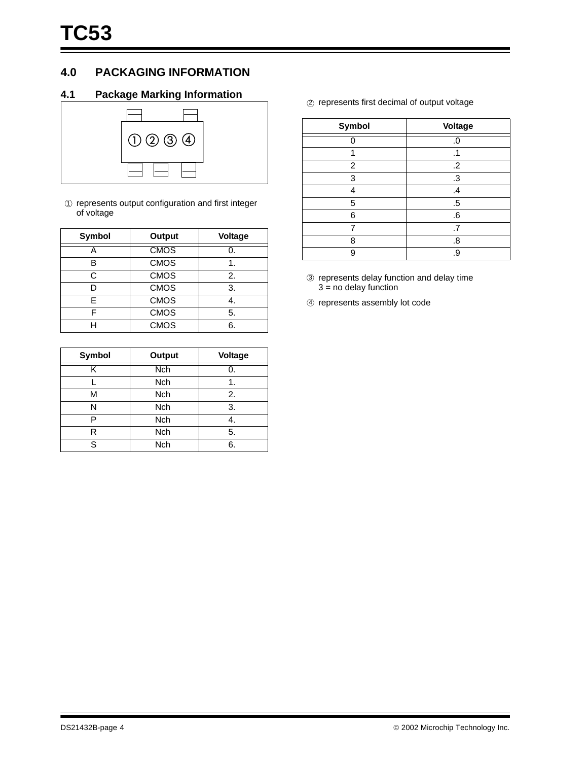## 4.0 PACKAGING INFORMATION

### 4.1 Package Marking Information

① ② ③ ④

① represents output configuration and first integer of voltage

| Symbol | Output | Voltage |
|---|---|---|
| A | CMOS | 0. |
| B | CMOS | 1. |
| C | CMOS | 2. |
| D | CMOS | 3. |
| E | CMOS | 4. |
| F | CMOS | 5. |
| H | CMOS | 6. |

| Symbol | Output | Voltage |
|---|---|---|
| K | Nch | 0. |
| L | Nch | 1. |
| M | Nch | 2. |
| N | Nch | 3. |
| P | Nch | 4. |
| R | Nch | 5. |
| S | Nch | 6. |

② represents first decimal of output voltage

| Symbol | Voltage |
|---|---|
| 0 | .0 |
| 1 | .1 |
| 2 | .2 |
| 3 | .3 |
| 4 | .4 |
| 5 | .5 |
| 6 | .6 |
| 7 | .7 |
| 8 | .8 |
| 9 | .9 |

③ represents delay function and delay time
3 = no delay function

④ represents assembly lot code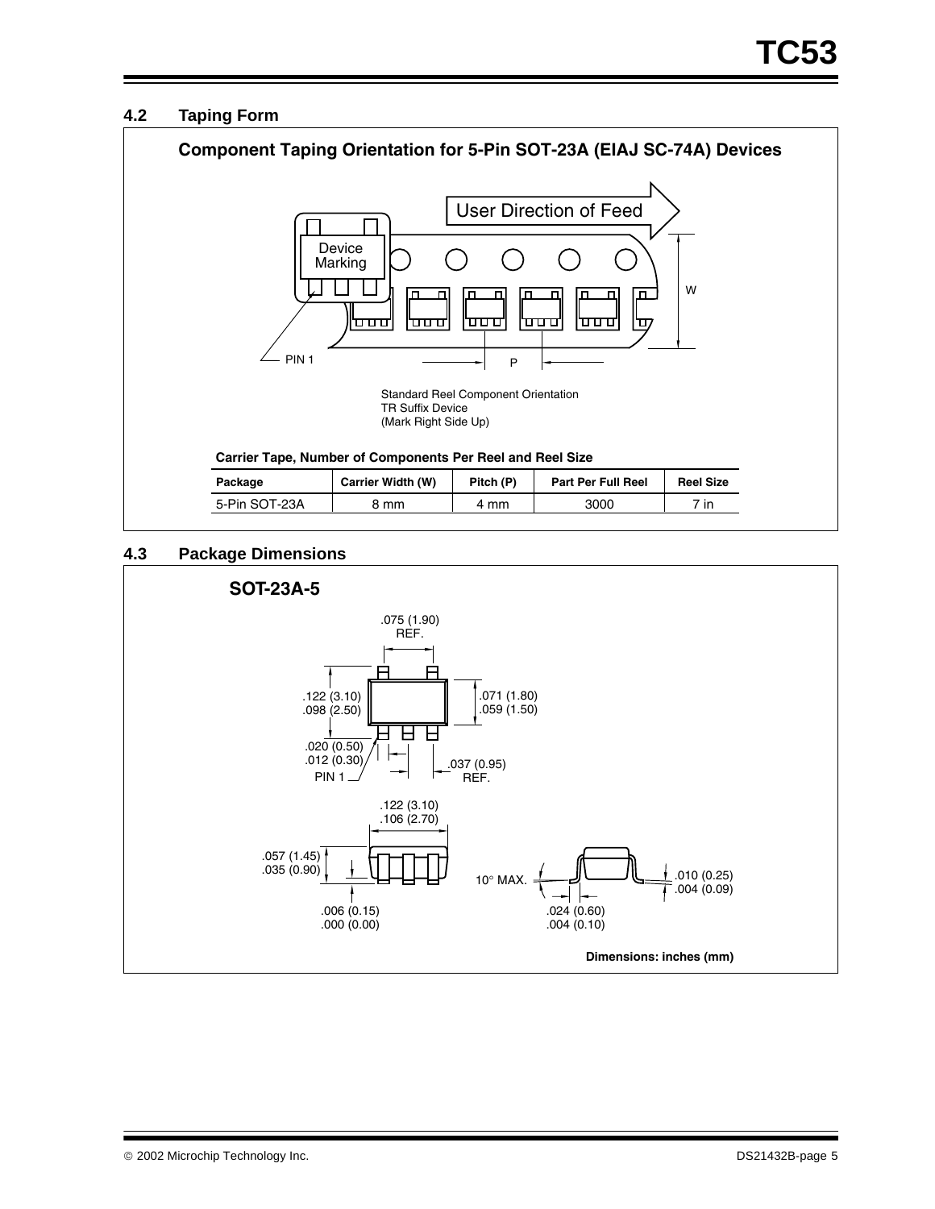## 4.2 Taping Form

**Component Taping Orientation for 5-Pin SOT-23A (EIAJ SC-74A) Devices**

User Direction of Feed

Device Marking

PIN 1

W

P

Standard Reel Component Orientation
TR Suffix Device
(Mark Right Side Up)

**Carrier Tape, Number of Components Per Reel and Reel Size**

| Package | Carrier Width (W) | Pitch (P) | Part Per Full Reel | Reel Size |
|---|---|---|---|---|
| 5-Pin SOT-23A | 8 mm | 4 mm | 3000 | 7 in |

## 4.3 Package Dimensions

**SOT-23A-5**

.075 (1.90) REF.

.122 (3.10)
.098 (2.50)

.071 (1.80)
.059 (1.50)

.020 (0.50)
.012 (0.30)

PIN 1

.037 (0.95) REF.

.122 (3.10)
.106 (2.70)

.057 (1.45)
.035 (0.90)

.006 (0.15)
.000 (0.00)

10° MAX.

.010 (0.25)
.004 (0.09)

.024 (0.60)
.004 (0.10)

**Dimensions: inches (mm)**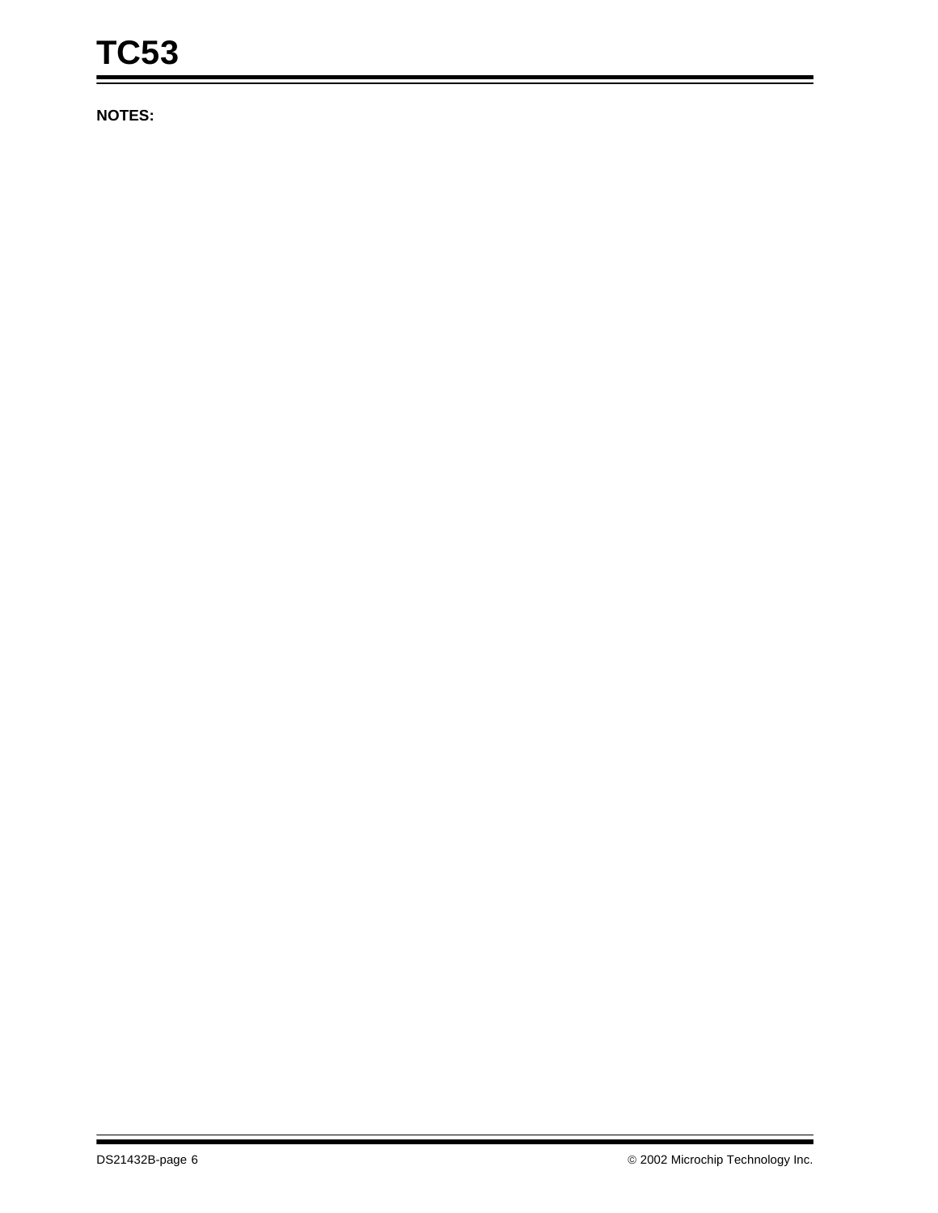**NOTES:**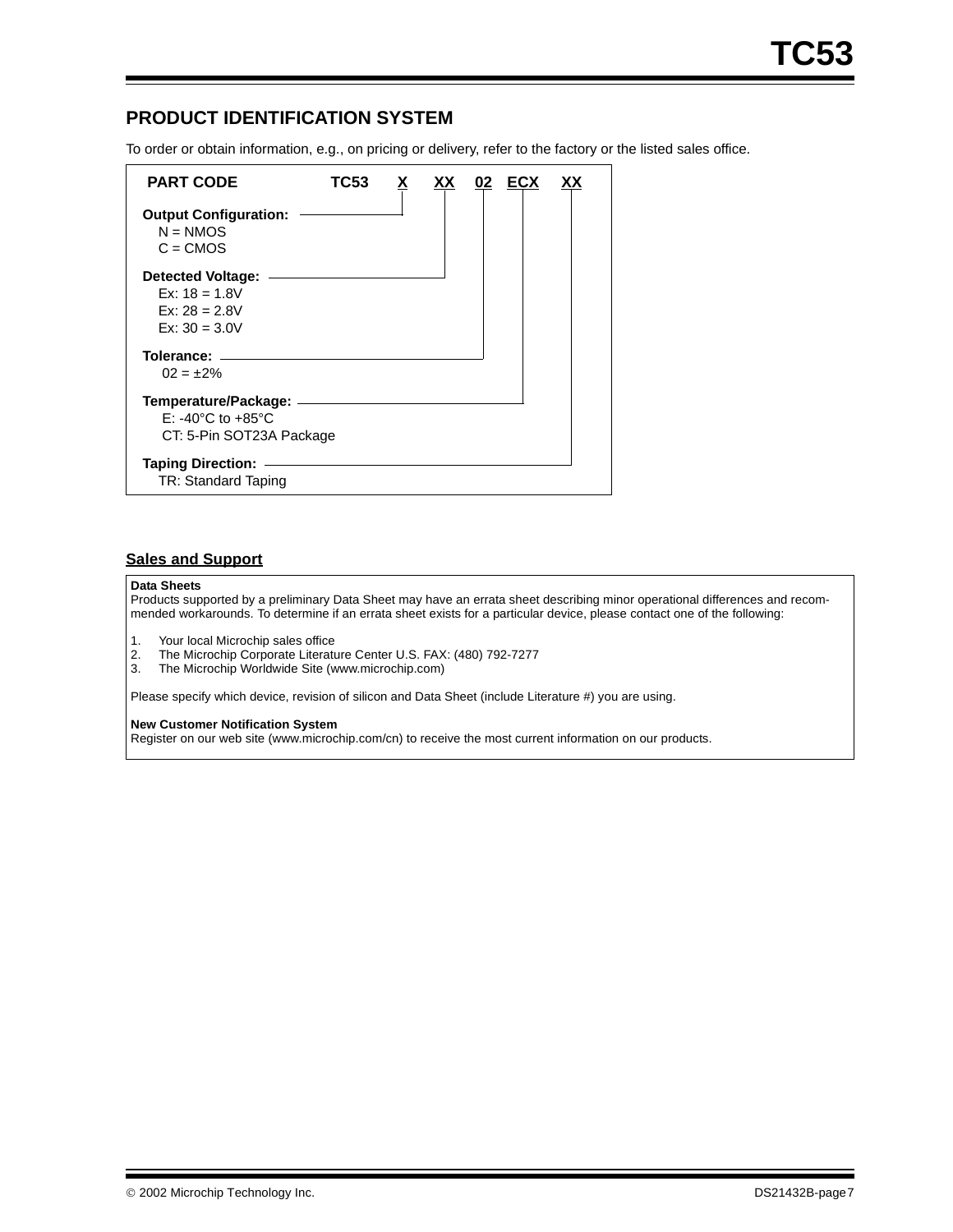## PRODUCT IDENTIFICATION SYSTEM

To order or obtain information, e.g., on pricing or delivery, refer to the factory or the listed sales office.

**PART CODE** **TC53 X XX 02 ECX XX**

**Output Configuration:**
N = NMOS
C = CMOS

**Detected Voltage:**
Ex: 18 = 1.8V
Ex: 28 = 2.8V
Ex: 30 = 3.0V

**Tolerance:**
02 = ±2%

**Temperature/Package:**
E: -40°C to +85°C
CT: 5-Pin SOT23A Package

**Taping Direction:**
TR: Standard Taping

### Sales and Support

**Data Sheets**
Products supported by a preliminary Data Sheet may have an errata sheet describing minor operational differences and recommended workarounds. To determine if an errata sheet exists for a particular device, please contact one of the following:

1. Your local Microchip sales office
2. The Microchip Corporate Literature Center U.S. FAX: (480) 792-7277
3. The Microchip Worldwide Site (www.microchip.com)

Please specify which device, revision of silicon and Data Sheet (include Literature #) you are using.

**New Customer Notification System**
Register on our web site (www.microchip.com/cn) to receive the most current information on our products.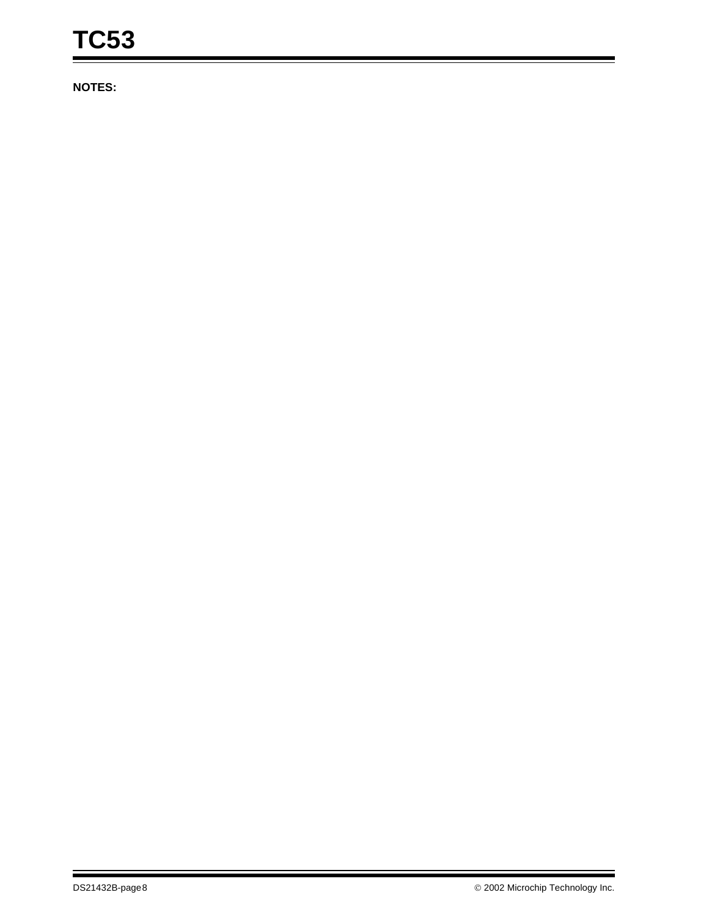**NOTES:**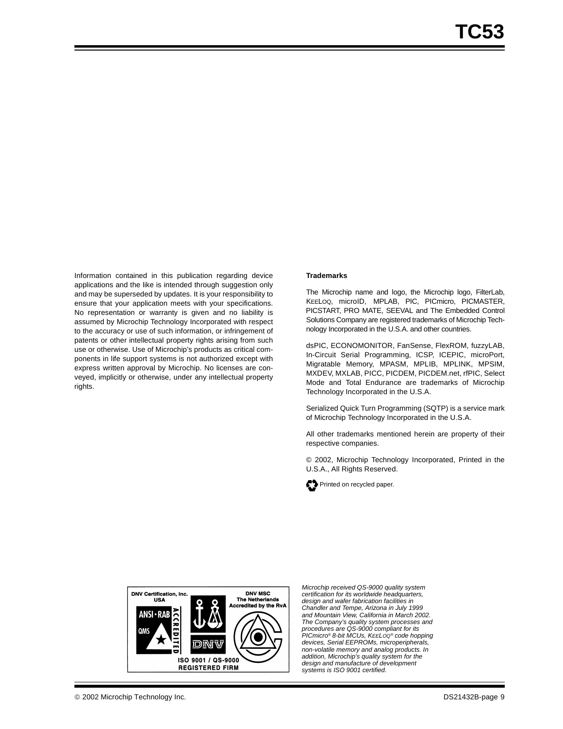Information contained in this publication regarding device applications and the like is intended through suggestion only and may be superseded by updates. It is your responsibility to ensure that your application meets with your specifications. No representation or warranty is given and no liability is assumed by Microchip Technology Incorporated with respect to the accuracy or use of such information, or infringement of patents or other intellectual property rights arising from such use or otherwise. Use of Microchip's products as critical components in life support systems is not authorized except with express written approval by Microchip. No licenses are conveyed, implicitly or otherwise, under any intellectual property rights.

**Trademarks**

The Microchip name and logo, the Microchip logo, FilterLab, KEELOQ, microID, MPLAB, PIC, PICmicro, PICMASTER, PICSTART, PRO MATE, SEEVAL and The Embedded Control Solutions Company are registered trademarks of Microchip Technology Incorporated in the U.S.A. and other countries.

dsPIC, ECONOMONITOR, FanSense, FlexROM, fuzzyLAB, In-Circuit Serial Programming, ICSP, ICEPIC, microPort, Migratable Memory, MPASM, MPLIB, MPLINK, MPSIM, MXDEV, MXLAB, PICC, PICDEM, PICDEM.net, rfPIC, Select Mode and Total Endurance are trademarks of Microchip Technology Incorporated in the U.S.A.

Serialized Quick Turn Programming (SQTP) is a service mark of Microchip Technology Incorporated in the U.S.A.

All other trademarks mentioned herein are property of their respective companies.

© 2002, Microchip Technology Incorporated, Printed in the U.S.A., All Rights Reserved.

Printed on recycled paper.

DNV Certification, Inc. USA

DNV MSC The Netherlands Accredited by the RvA

ANSI • RAB QMS ACCREDITED

ISO 9001 / QS-9000 REGISTERED FIRM

*Microchip received QS-9000 quality system certification for its worldwide headquarters, design and wafer fabrication facilities in Chandler and Tempe, Arizona in July 1999 and Mountain View, California in March 2002. The Company's quality system processes and procedures are QS-9000 compliant for its PICmicro® 8-bit MCUs, KEELOQ® code hopping devices, Serial EEPROMs, microperipherals, non-volatile memory and analog products. In addition, Microchip's quality system for the design and manufacture of development systems is ISO 9001 certified.*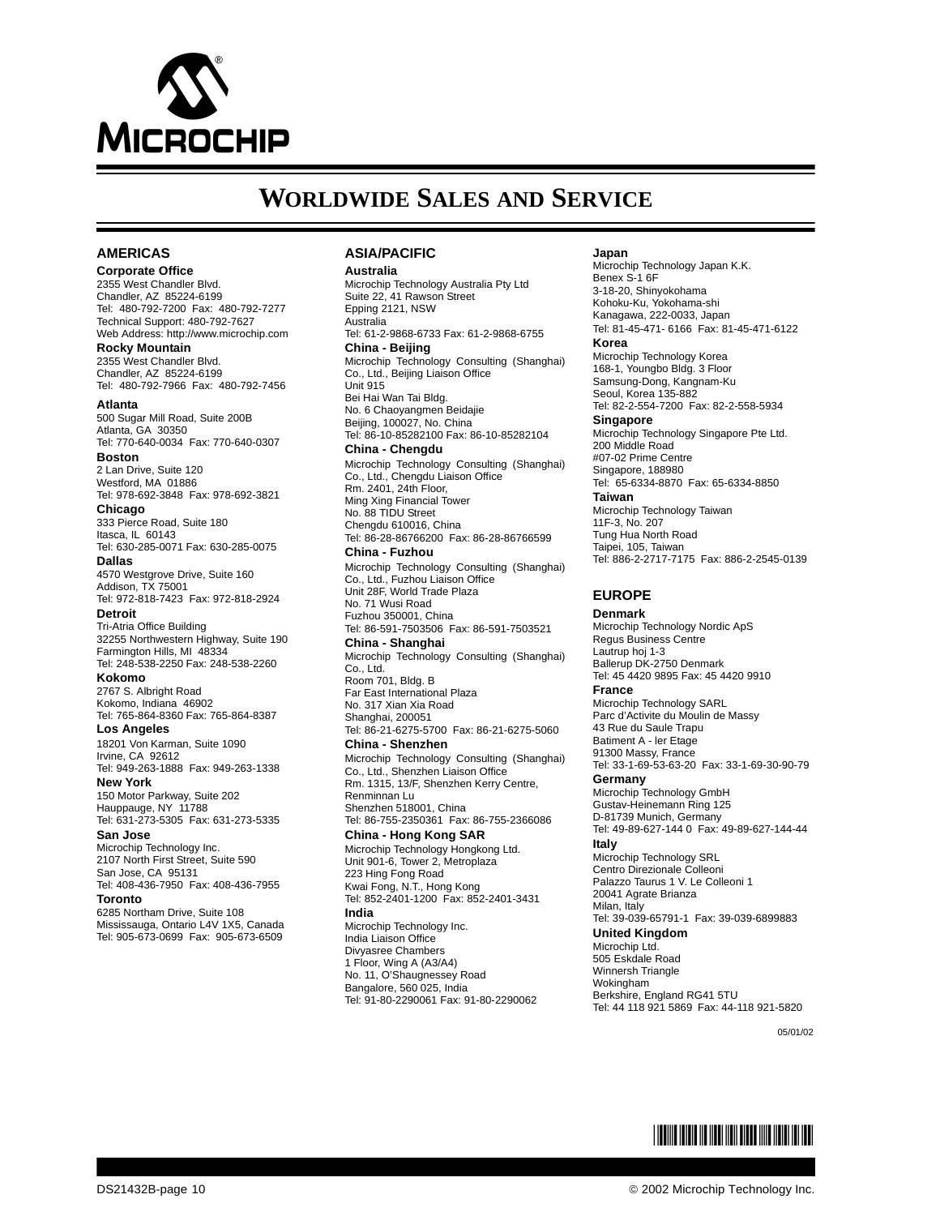# WORLDWIDE SALES AND SERVICE

## AMERICAS

**Corporate Office**
2355 West Chandler Blvd.
Chandler, AZ 85224-6199
Tel: 480-792-7200 Fax: 480-792-7277
Technical Support: 480-792-7627
Web Address: http://www.microchip.com

**Rocky Mountain**
2355 West Chandler Blvd.
Chandler, AZ 85224-6199
Tel: 480-792-7966 Fax: 480-792-7456

**Atlanta**
500 Sugar Mill Road, Suite 200B
Atlanta, GA 30350
Tel: 770-640-0034 Fax: 770-640-0307

**Boston**
2 Lan Drive, Suite 120
Westford, MA 01886
Tel: 978-692-3848 Fax: 978-692-3821

**Chicago**
333 Pierce Road, Suite 180
Itasca, IL 60143
Tel: 630-285-0071 Fax: 630-285-0075

**Dallas**
4570 Westgrove Drive, Suite 160
Addison, TX 75001
Tel: 972-818-7423 Fax: 972-818-2924

**Detroit**
Tri-Atria Office Building
32255 Northwestern Highway, Suite 190
Farmington Hills, MI 48334
Tel: 248-538-2250 Fax: 248-538-2260

**Kokomo**
2767 S. Albright Road
Kokomo, Indiana 46902
Tel: 765-864-8360 Fax: 765-864-8387

**Los Angeles**
18201 Von Karman, Suite 1090
Irvine, CA 92612
Tel: 949-263-1888 Fax: 949-263-1338

**New York**
150 Motor Parkway, Suite 202
Hauppauge, NY 11788
Tel: 631-273-5305 Fax: 631-273-5335

**San Jose**
Microchip Technology Inc.
2107 North First Street, Suite 590
San Jose, CA 95131
Tel: 408-436-7950 Fax: 408-436-7955

**Toronto**
6285 Northam Drive, Suite 108
Mississauga, Ontario L4V 1X5, Canada
Tel: 905-673-0699 Fax: 905-673-6509

## ASIA/PACIFIC

**Australia**
Microchip Technology Australia Pty Ltd
Suite 22, 41 Rawson Street
Epping 2121, NSW
Australia
Tel: 61-2-9868-6733 Fax: 61-2-9868-6755

**China - Beijing**
Microchip Technology Consulting (Shanghai) Co., Ltd., Beijing Liaison Office
Unit 915
Bei Hai Wan Tai Bldg.
No. 6 Chaoyangmen Beidajie
Beijing, 100027, No. China
Tel: 86-10-85282100 Fax: 86-10-85282104

**China - Chengdu**
Microchip Technology Consulting (Shanghai) Co., Ltd., Chengdu Liaison Office
Rm. 2401, 24th Floor,
Ming Xing Financial Tower
No. 88 TIDU Street
Chengdu 610016, China
Tel: 86-28-86766200 Fax: 86-28-86766599

**China - Fuzhou**
Microchip Technology Consulting (Shanghai) Co., Ltd., Fuzhou Liaison Office
Unit 28F, World Trade Plaza
No. 71 Wusi Road
Fuzhou 350001, China
Tel: 86-591-7503506 Fax: 86-591-7503521

**China - Shanghai**
Microchip Technology Consulting (Shanghai) Co., Ltd.
Room 701, Bldg. B
Far East International Plaza
No. 317 Xian Xia Road
Shanghai, 200051
Tel: 86-21-6275-5700 Fax: 86-21-6275-5060

**China - Shenzhen**
Microchip Technology Consulting (Shanghai) Co., Ltd., Shenzhen Liaison Office
Rm. 1315, 13/F, Shenzhen Kerry Centre, Renminnan Lu
Shenzhen 518001, China
Tel: 86-755-2350361 Fax: 86-755-2366086

**China - Hong Kong SAR**
Microchip Technology Hongkong Ltd.
Unit 901-6, Tower 2, Metroplaza
223 Hing Fong Road
Kwai Fong, N.T., Hong Kong
Tel: 852-2401-1200 Fax: 852-2401-3431

**India**
Microchip Technology Inc.
India Liaison Office
Divyasree Chambers
1 Floor, Wing A (A3/A4)
No. 11, O'Shaugnessey Road
Bangalore, 560 025, India
Tel: 91-80-2290061 Fax: 91-80-2290062

**Japan**
Microchip Technology Japan K.K.
Benex S-1 6F
3-18-20, Shinyokohama
Kohoku-Ku, Yokohama-shi
Kanagawa, 222-0033, Japan
Tel: 81-45-471- 6166 Fax: 81-45-471-6122

**Korea**
Microchip Technology Korea
168-1, Youngbo Bldg. 3 Floor
Samsung-Dong, Kangnam-Ku
Seoul, Korea 135-882
Tel: 82-2-554-7200 Fax: 82-2-558-5934

**Singapore**
Microchip Technology Singapore Pte Ltd.
200 Middle Road
#07-02 Prime Centre
Singapore, 188980
Tel: 65-6334-8870 Fax: 65-6334-8850

**Taiwan**
Microchip Technology Taiwan
11F-3, No. 207
Tung Hua North Road
Taipei, 105, Taiwan
Tel: 886-2-2717-7175 Fax: 886-2-2545-0139

## EUROPE

**Denmark**
Microchip Technology Nordic ApS
Regus Business Centre
Lautrup hoj 1-3
Ballerup DK-2750 Denmark
Tel: 45 4420 9895 Fax: 45 4420 9910

**France**
Microchip Technology SARL
Parc d'Activite du Moulin de Massy
43 Rue du Saule Trapu
Batiment A - ler Etage
91300 Massy, France
Tel: 33-1-69-53-63-20 Fax: 33-1-69-30-90-79

**Germany**
Microchip Technology GmbH
Gustav-Heinemann Ring 125
D-81739 Munich, Germany
Tel: 49-89-627-144 0 Fax: 49-89-627-144-44

**Italy**
Microchip Technology SRL
Centro Direzionale Colleoni
Palazzo Taurus 1 V. Le Colleoni 1
20041 Agrate Brianza
Milan, Italy
Tel: 39-039-65791-1 Fax: 39-039-6899883

**United Kingdom**
Microchip Ltd.
505 Eskdale Road
Winnersh Triangle
Wokingham
Berkshire, England RG41 5TU
Tel: 44 118 921 5869 Fax: 44-118 921-5820

05/01/02